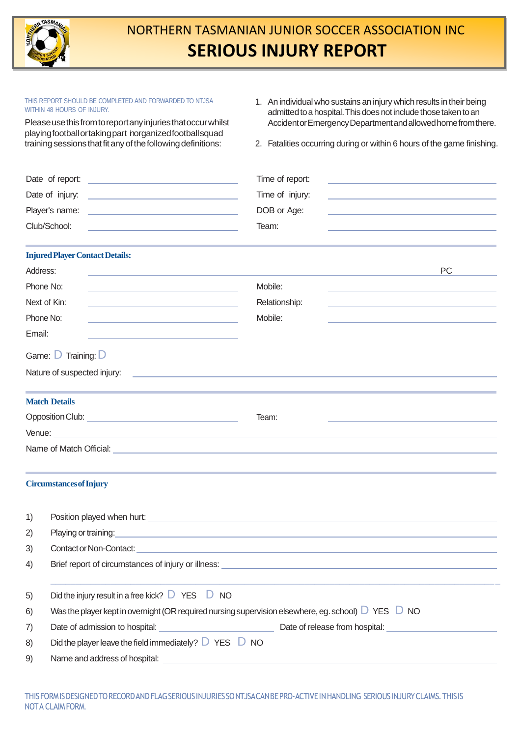# NORTHERN TASMANIAN JUNIOR SOCCER ASSOCIATION INC

# SERIOUS INJURY REPORT

THIS REPORT SHOULD BE COMPLETED AND FORWARDED TO NTJSA WITHIN 48 HOURS OF INJURY.

Please use this from to report any injuries that occur whilst playing football or taking part in organized football squad training sessions that fit any of the following definitions:

1. An individual who sustains an injury which results in their being admitted to a hospital. This does not include those taken to an Accident or Emergency Department and allowed home from there.
2. Fatalities occurring during or within 6 hours of the game finishing.

Date of report: ____________________ Time of report: ____________________

Date of injury: ____________________ Time of injury: ____________________

Player's name: ____________________ DOB or Age: ____________________

Club/School: ____________________ Team: ____________________

## Injured Player Contact Details:

Address: ________________________________________ PC ________

Phone No: ____________________ Mobile: ____________________

Next of Kin: ____________________ Relationship: ____________________

Phone No: ____________________ Mobile: ____________________

Email: ____________________

Game: ☐ Training: ☐

Nature of suspected injury: ________________________________________

## Match Details

Opposition Club: ____________________ Team: ____________________

Venue: ________________________________________

Name of Match Official: ________________________________________

## Circumstances of Injury

1) Position played when hurt: ________________________________________
2) Playing or training: ________________________________________
3) Contact or Non-Contact: ________________________________________
4) Brief report of circumstances of injury or illness: ________________________________________

________________________________________

5) Did the injury result in a free kick? ☐ YES ☐ NO
6) Was the player kept in overnight (OR required nursing supervision elsewhere, eg. school) ☐ YES ☐ NO
7) Date of admission to hospital: ____________________ Date of release from hospital: ____________________
8) Did the player leave the field immediately? ☐ YES ☐ NO
9) Name and address of hospital: ________________________________________

THIS FORM IS DESIGNED TO RECORD AND FLAG SERIOUS INJURIES SO NTJSA CAN BE PRO-ACTIVE IN HANDLING SERIOUS INJURY CLAIMS. THIS IS NOT A CLAIM FORM.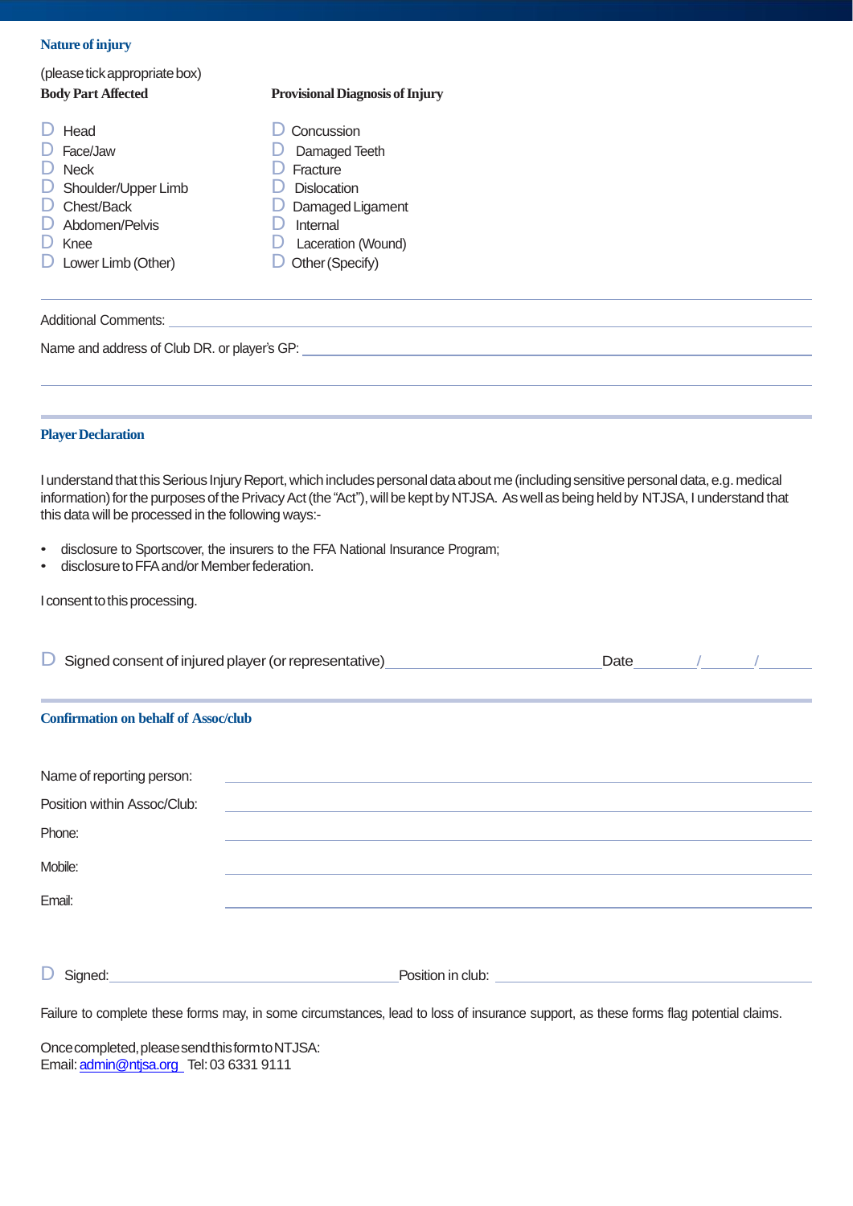### Nature of injury

(please tick appropriate box)

| Body Part Affected | Provisional Diagnosis of Injury |
|---|---|
| ☐ Head | ☐ Concussion |
| ☐ Face/Jaw | ☐ Damaged Teeth |
| ☐ Neck | ☐ Fracture |
| ☐ Shoulder/Upper Limb | ☐ Dislocation |
| ☐ Chest/Back | ☐ Damaged Ligament |
| ☐ Abdomen/Pelvis | ☐ Internal |
| ☐ Knee | ☐ Laceration (Wound) |
| ☐ Lower Limb (Other) | ☐ Other (Specify) |

Additional Comments: ______________________________

Name and address of Club DR. or player's GP: ______________________________

______________________________

### Player Declaration

I understand that this Serious Injury Report, which includes personal data about me (including sensitive personal data, e.g. medical information) for the purposes of the Privacy Act (the "Act"), will be kept by NTJSA. As well as being held by NTJSA, I understand that this data will be processed in the following ways:-

- disclosure to Sportscover, the insurers to the FFA National Insurance Program;
- disclosure to FFA and/or Member federation.

I consent to this processing.

☐ Signed consent of injured player (or representative) ______________________________ Date ____/____/____

### Confirmation on behalf of Assoc/club

Name of reporting person: ______________________________

Position within Assoc/Club: ______________________________

Phone: ______________________________

Mobile: ______________________________

Email: ______________________________

☐ Signed: ______________________________ Position in club: ______________________________

Failure to complete these forms may, in some circumstances, lead to loss of insurance support, as these forms flag potential claims.

Once completed, please send this form to NTJSA:
Email: admin@ntjsa.org Tel: 03 6331 9111